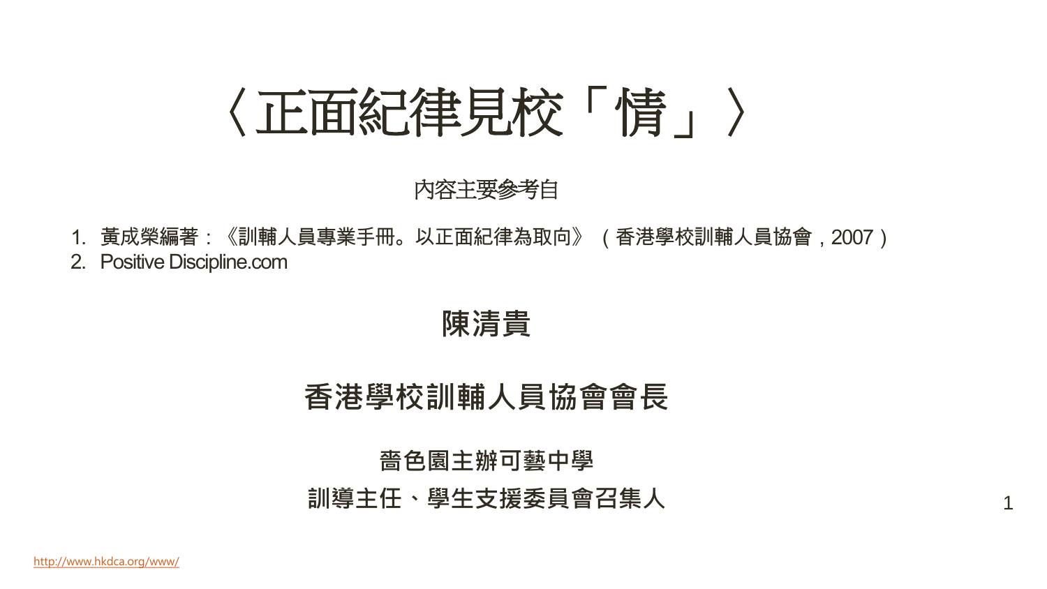# 〈正面紀律見校「情」〉

內容主要參考自

1. 黃成榮編著：《訓輔人員專業手冊。以正面紀律為取向》（香港學校訓輔人員協會，2007）
2. Positive Discipline.com

**陳清貴**

**香港學校訓輔人員協會會長**

**嗇色園主辦可藝中學**

**訓導主任、學生支援委員會召集人**

http://www.hkdca.org/www/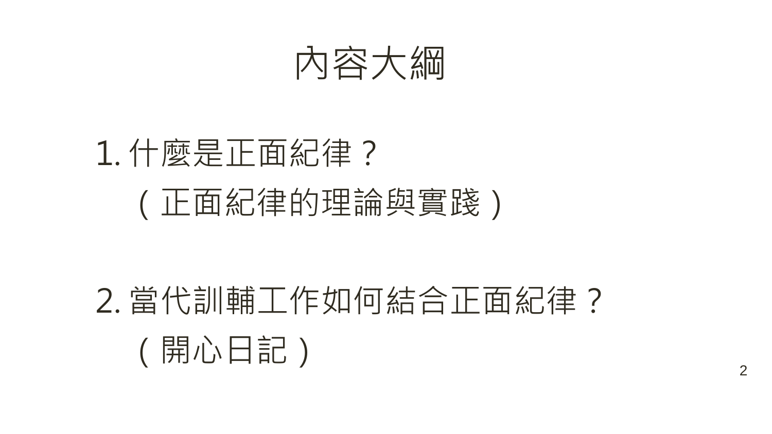# 內容大綱

1. 什麼是正面紀律？
   （正面紀律的理論與實踐）

2. 當代訓輔工作如何結合正面紀律？
   （開心日記）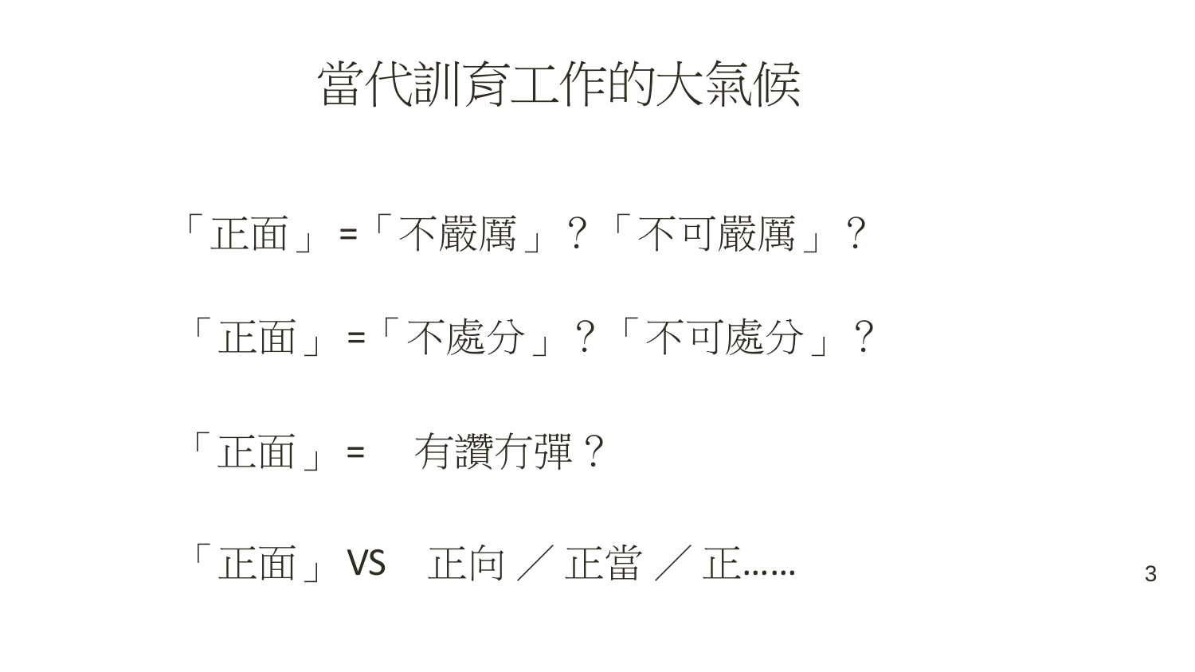# 當代訓育工作的大氣候

「正面」=「不嚴厲」？「不可嚴厲」？

「正面」=「不處分」？「不可處分」？

「正面」=　有讚冇彈？

「正面」VS　正向 ／ 正當 ／ 正……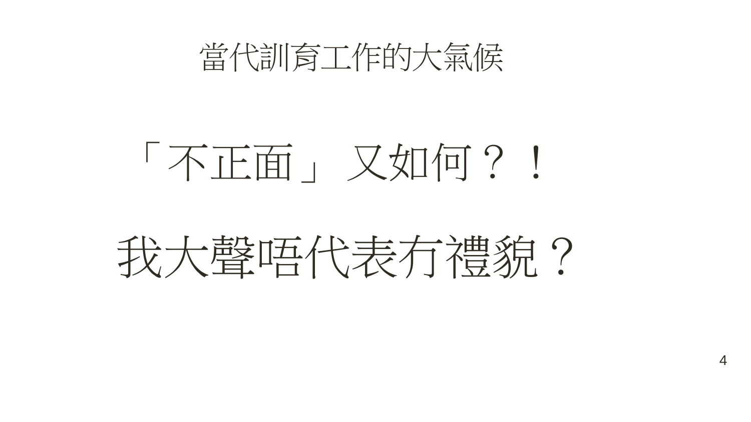## 當代訓育工作的大氣候

# 「不正面」又如何？！

# 我大聲唔代表冇禮貌？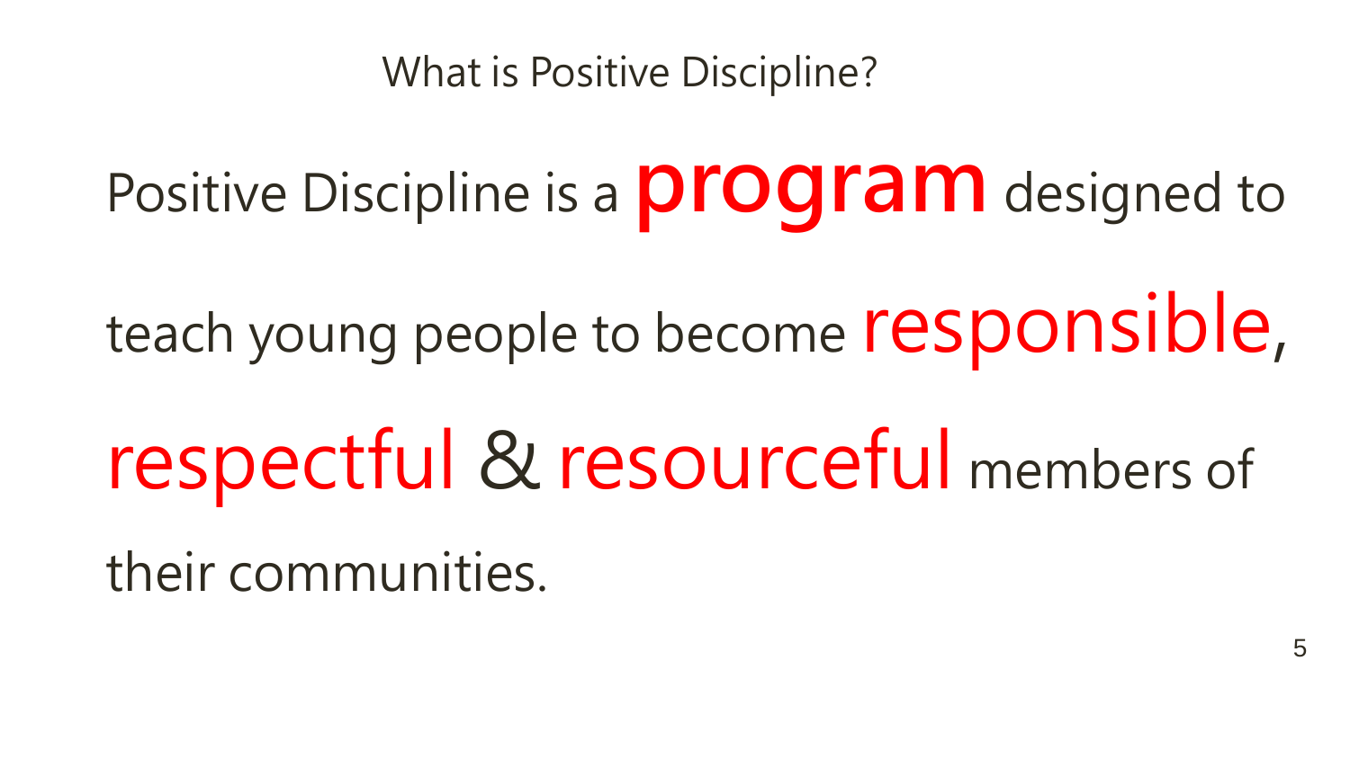# What is Positive Discipline?

Positive Discipline is a **program** designed to teach young people to become **responsible**, **respectful** & **resourceful** members of their communities.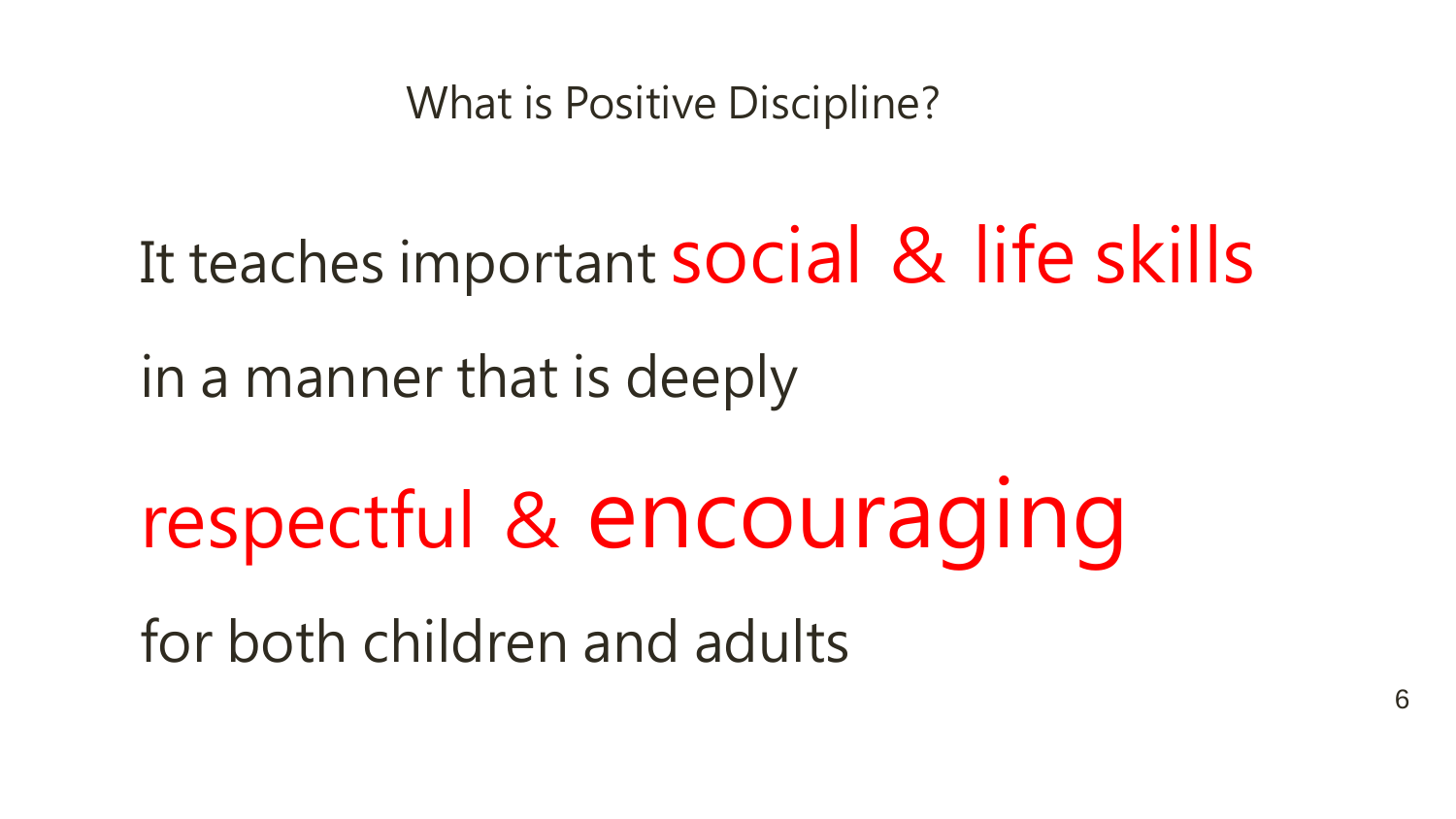# What is Positive Discipline?

It teaches important **social & life skills**

in a manner that is deeply

**respectful & encouraging**

for both children and adults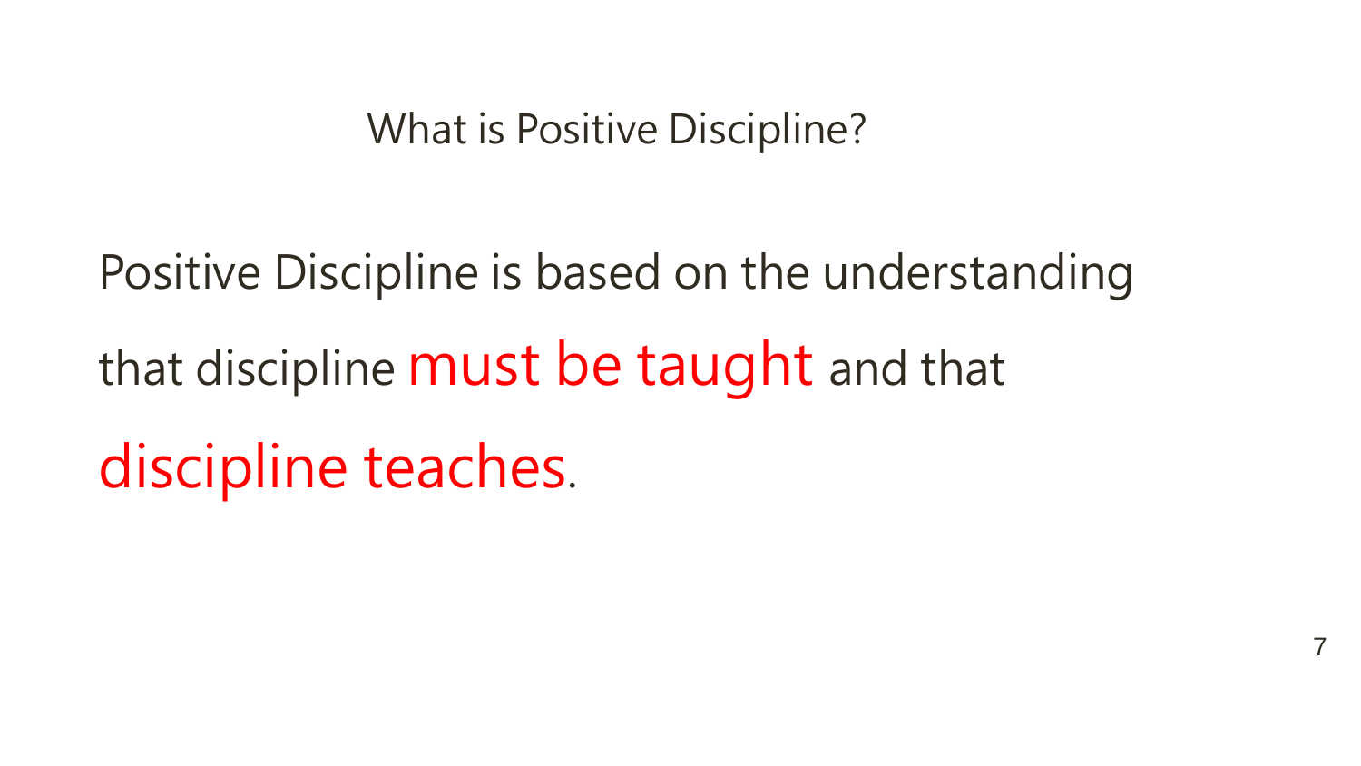## What is Positive Discipline?

Positive Discipline is based on the understanding that discipline **must be taught** and that **discipline teaches**.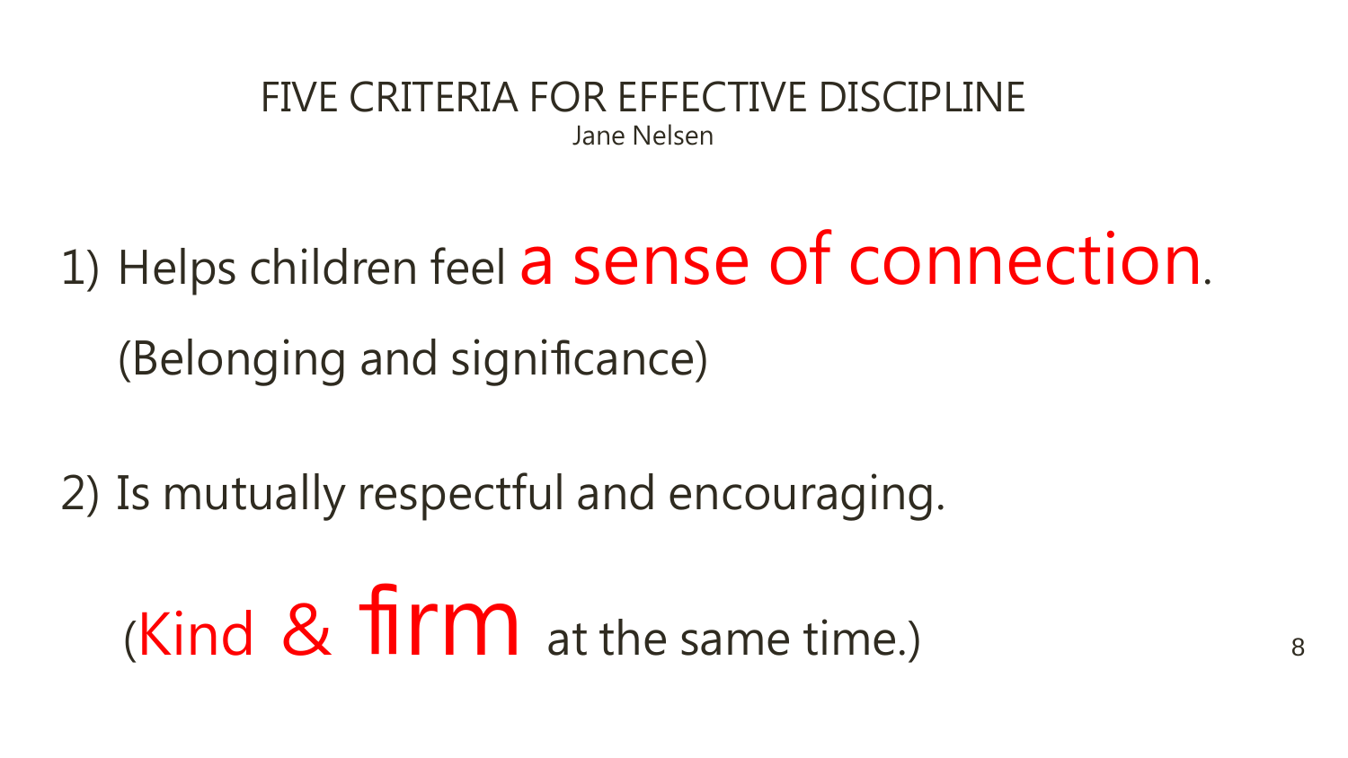# FIVE CRITERIA FOR EFFECTIVE DISCIPLINE

Jane Nelsen

1) Helps children feel **a sense of connection**.

   (Belonging and significance)

2) Is mutually respectful and encouraging.

   (**Kind & firm** at the same time.)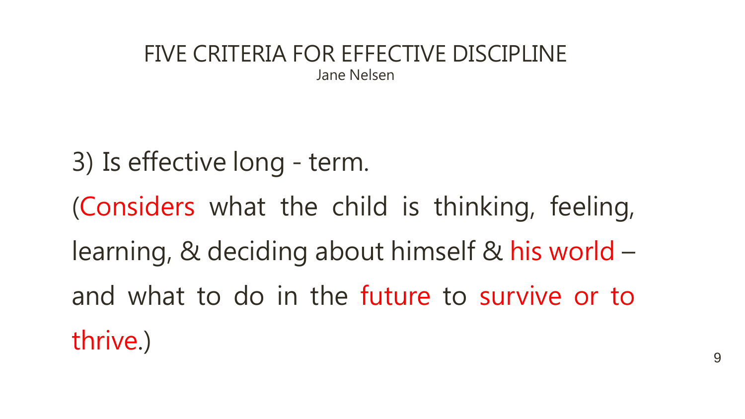# FIVE CRITERIA FOR EFFECTIVE DISCIPLINE

Jane Nelsen

3) Is effective long - term.

(Considers what the child is thinking, feeling, learning, & deciding about himself & his world – and what to do in the future to survive or to thrive.)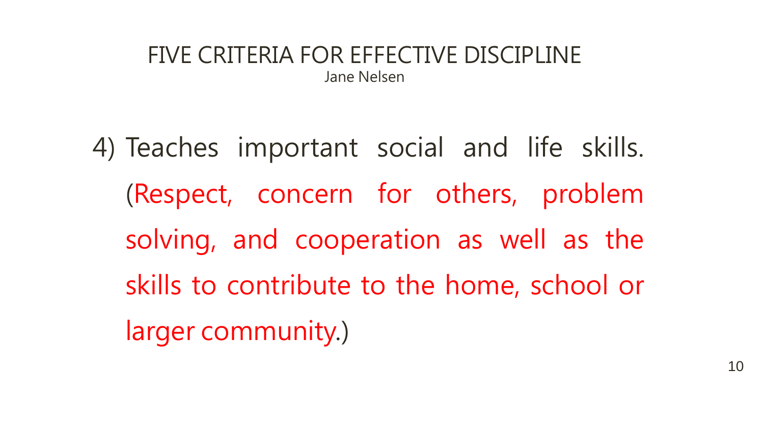# FIVE CRITERIA FOR EFFECTIVE DISCIPLINE

Jane Nelsen

4) Teaches important social and life skills. (Respect, concern for others, problem solving, and cooperation as well as the skills to contribute to the home, school or larger community.)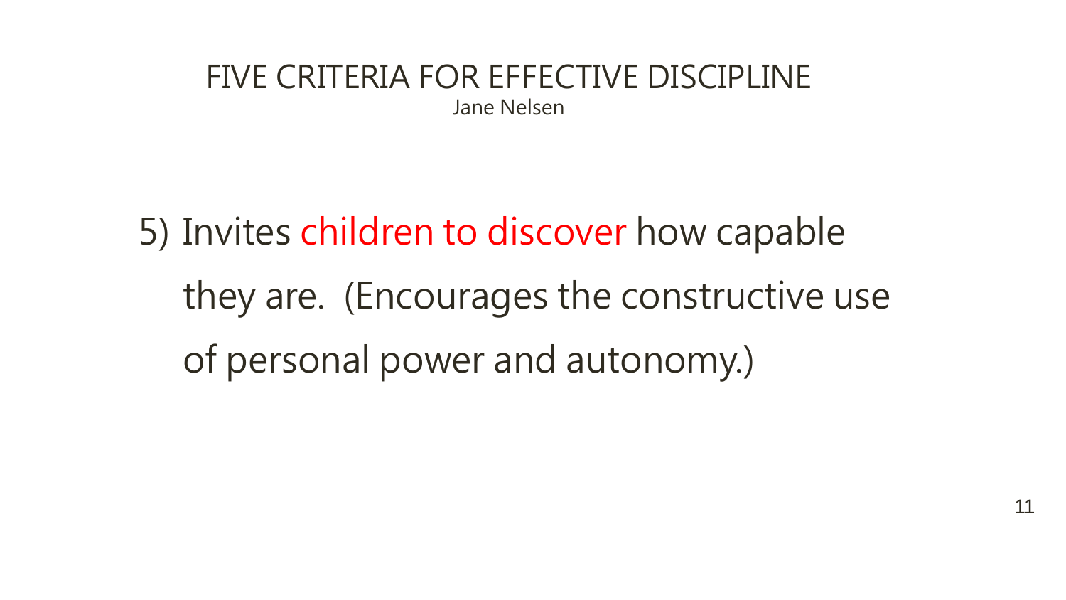# FIVE CRITERIA FOR EFFECTIVE DISCIPLINE

Jane Nelsen

5) Invites children to discover how capable they are. (Encourages the constructive use of personal power and autonomy.)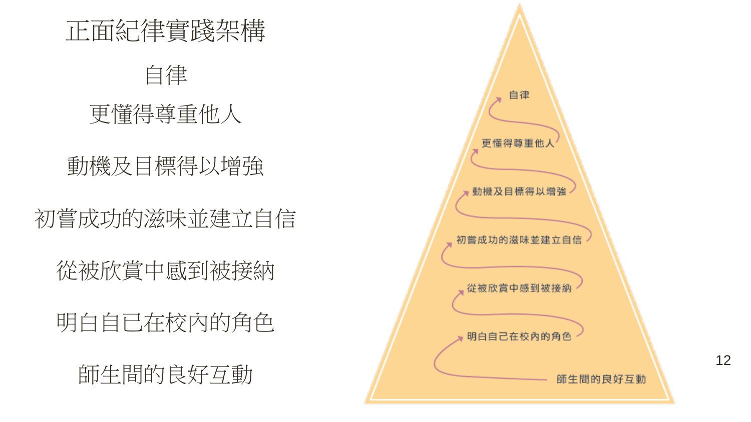# 正面紀律實踐架構

自律

更懂得尊重他人

動機及目標得以增強

初嘗成功的滋味並建立自信

從被欣賞中感到被接納

明白自己在校內的角色

師生間的良好互動

自律

更懂得尊重他人

動機及目標得以增強

初嘗成功的滋味並建立自信

從被欣賞中感到被接納

明白自己在校內的角色

師生間的良好互動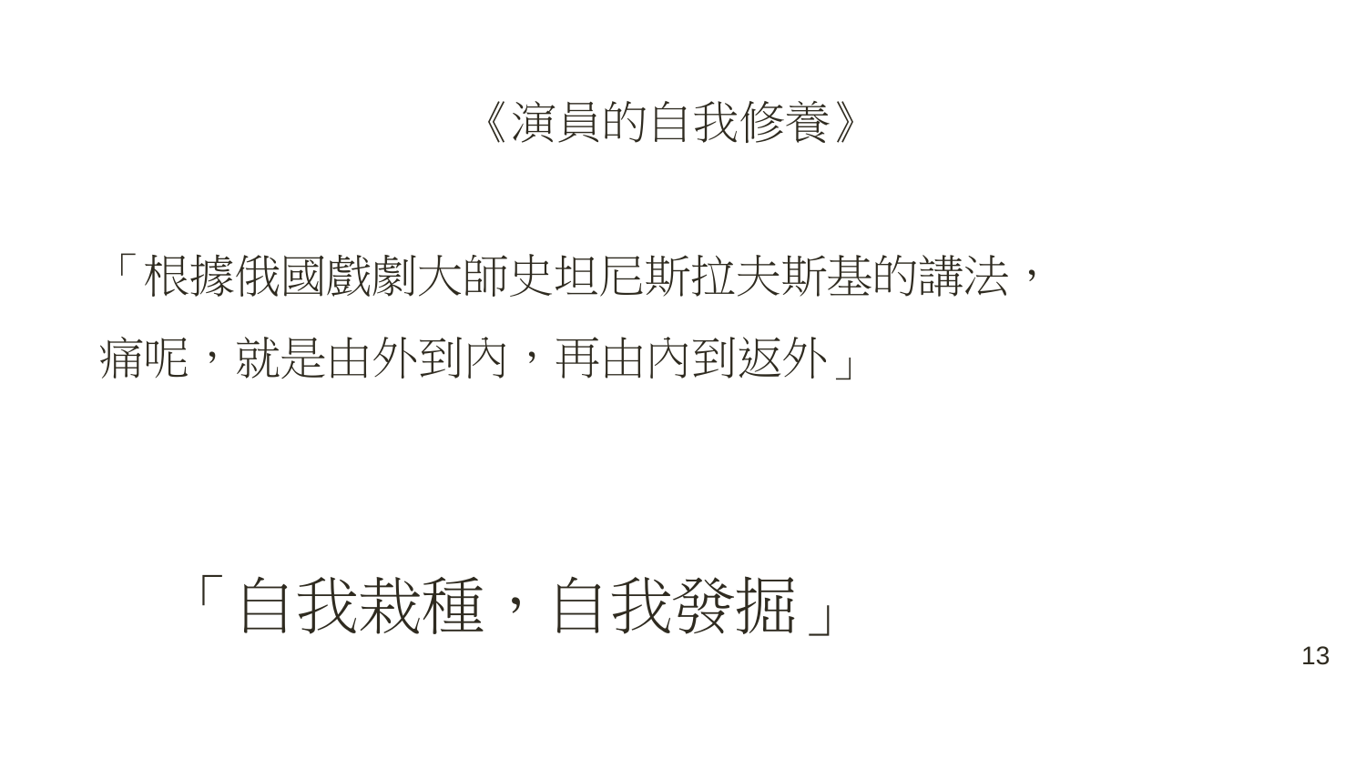# 《演員的自我修養》

「根據俄國戲劇大師史坦尼斯拉夫斯基的講法，
痛呢，就是由外到內，再由內到返外」

## 「自我栽種，自我發掘」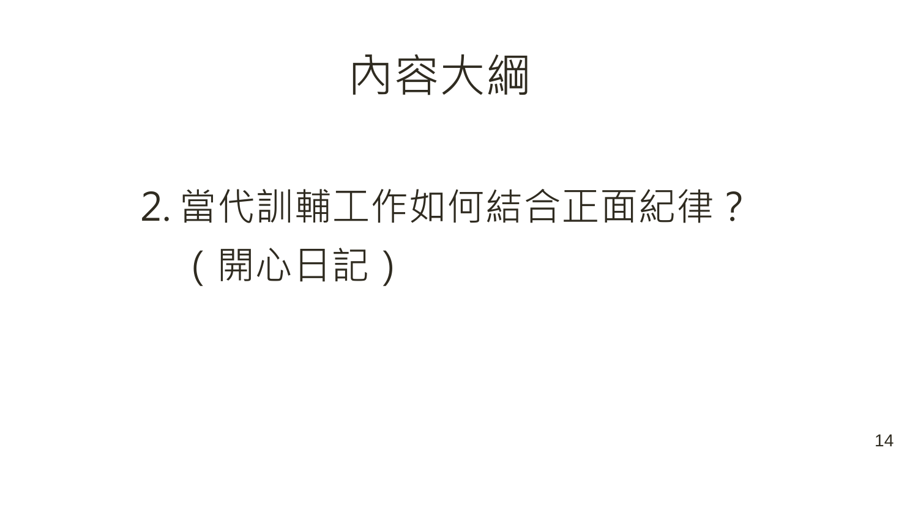# 內容大綱

2. 當代訓輔工作如何結合正面紀律？
（開心日記）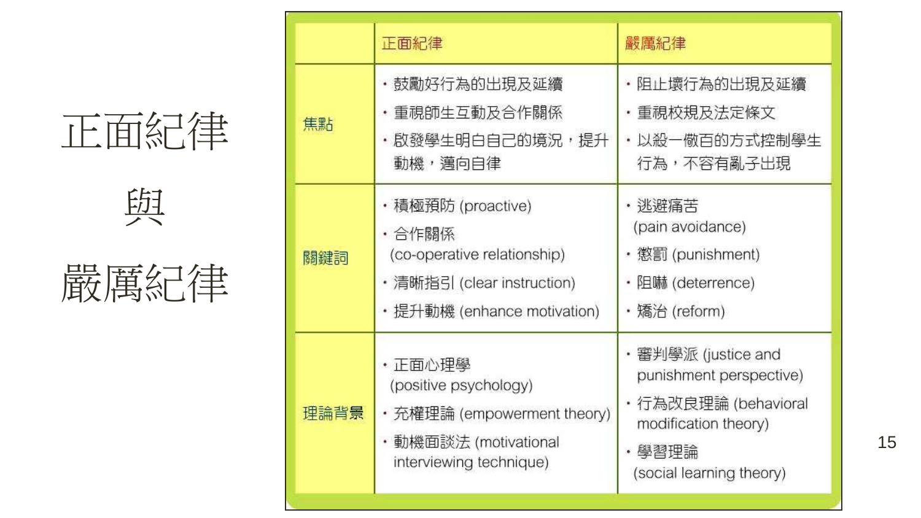# 正面紀律

# 與

# 嚴厲紀律

| | 正面紀律 | 嚴厲紀律 |
|---|---|---|
| 焦點 | • 鼓勵好行為的出現及延續<br>• 重視師生互動及合作關係<br>• 啟發學生明白自己的境況，提升動機，邁向自律 | • 阻止壞行為的出現及延續<br>• 重視校規及法定條文<br>• 以殺一儆百的方式控制學生行為，不容有亂子出現 |
| 關鍵詞 | • 積極預防 (proactive)<br>• 合作關係 (co-operative relationship)<br>• 清晰指引 (clear instruction)<br>• 提升動機 (enhance motivation) | • 逃避痛苦 (pain avoidance)<br>• 懲罰 (punishment)<br>• 阻嚇 (deterrence)<br>• 矯治 (reform) |
| 理論背景 | • 正面心理學 (positive psychology)<br>• 充權理論 (empowerment theory)<br>• 動機面談法 (motivational interviewing technique) | • 審判學派 (justice and punishment perspective)<br>• 行為改良理論 (behavioral modification theory)<br>• 學習理論 (social learning theory) |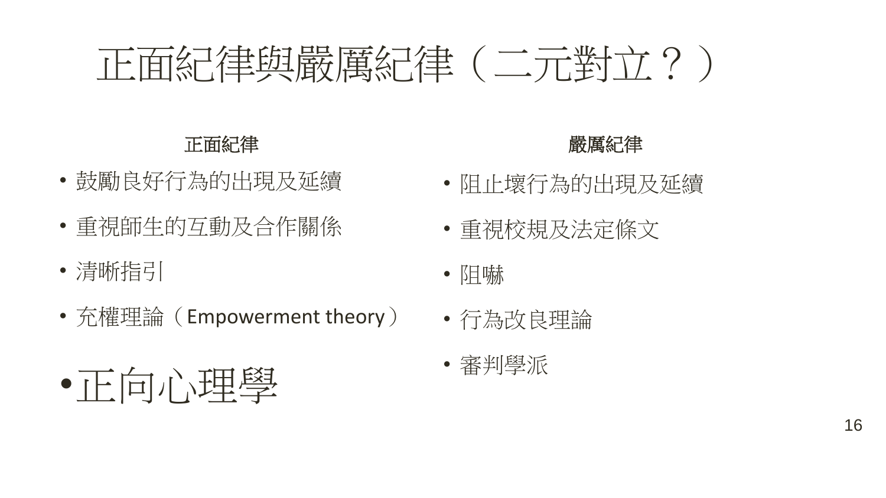# 正面紀律與嚴厲紀律（二元對立？）

**正面紀律**

- 鼓勵良好行為的出現及延續
- 重視師生的互動及合作關係
- 清晰指引
- 充權理論（Empowerment theory）
- 正向心理學

**嚴厲紀律**

- 阻止壞行為的出現及延續
- 重視校規及法定條文
- 阻嚇
- 行為改良理論
- 審判學派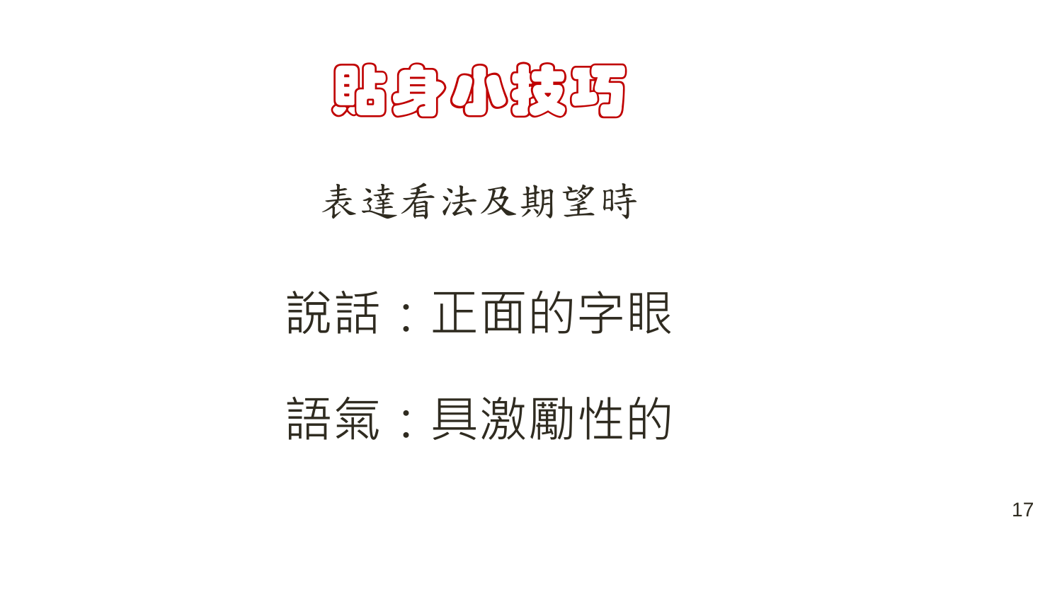# 貼身小技巧

## 表達看法及期望時

說話：正面的字眼

語氣：具激勵性的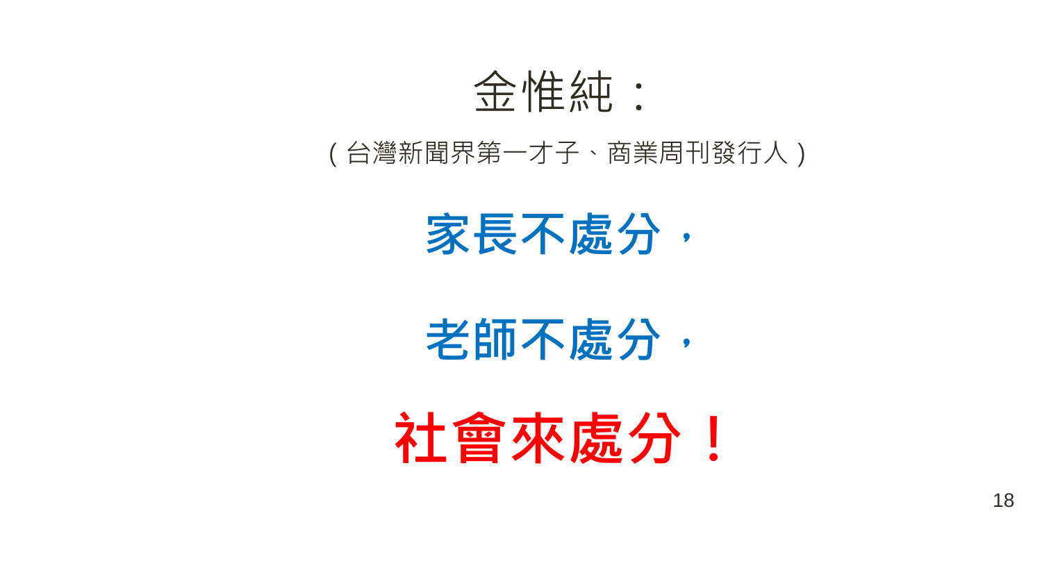# 金惟純：

（台灣新聞界第一才子、商業周刊發行人）

**家長不處分，**

**老師不處分，**

**社會來處分！**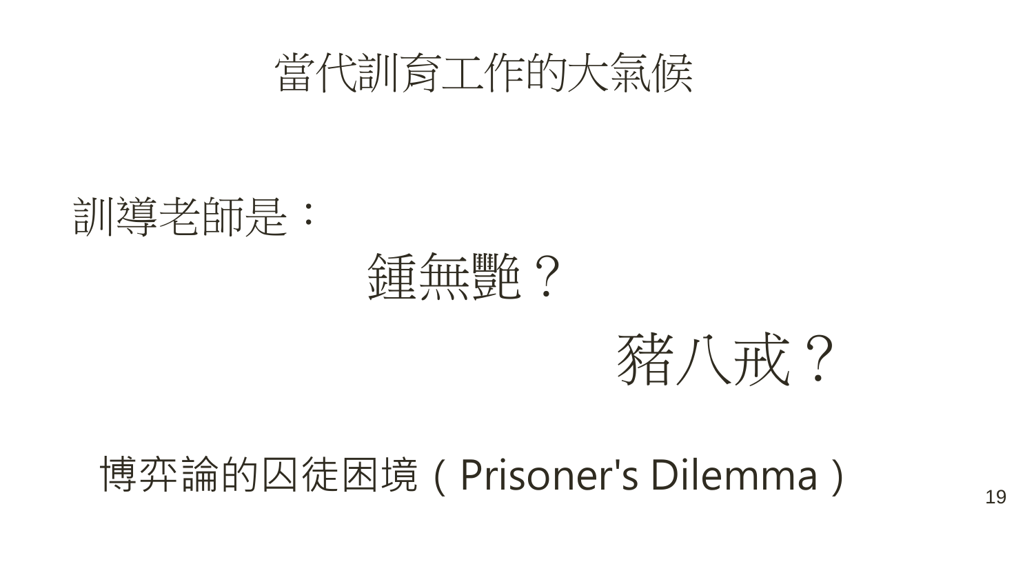# 當代訓育工作的大氣候

訓導老師是：

鍾無艷？

豬八戒？

博弈論的囚徒困境（Prisoner's Dilemma）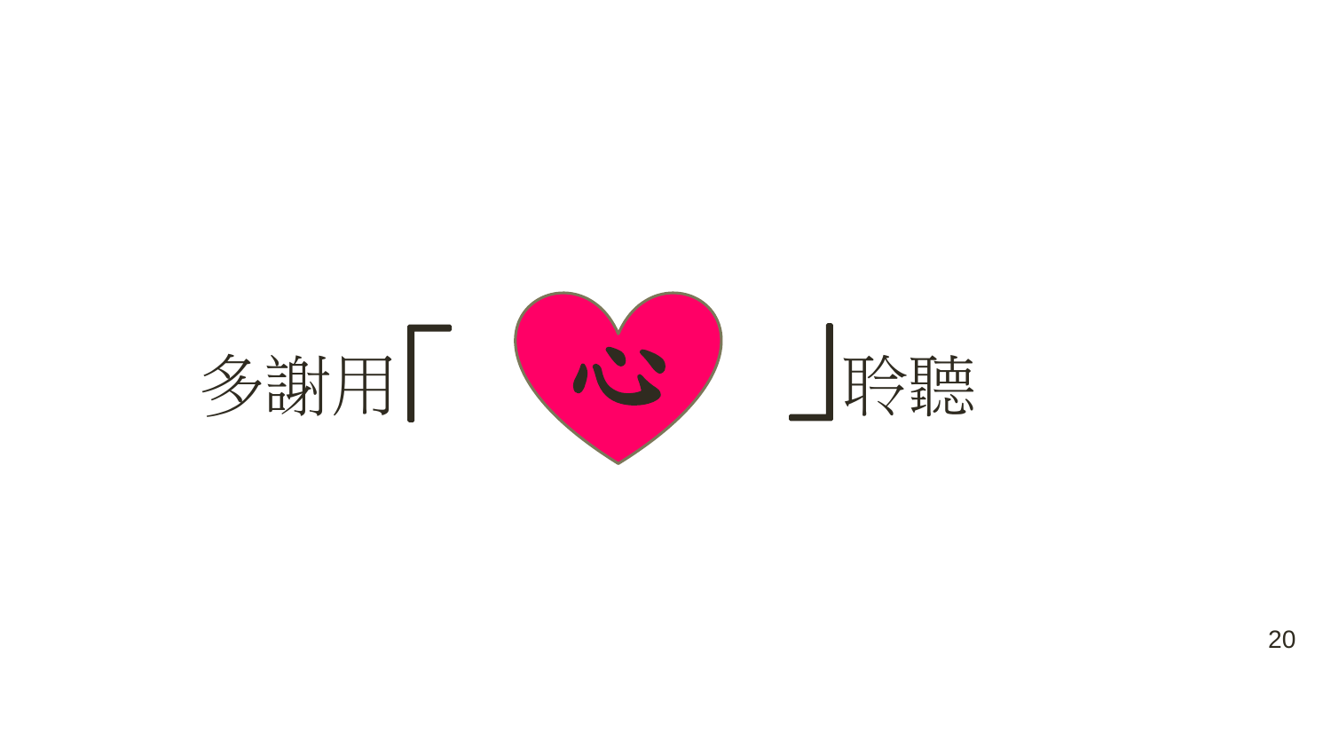多謝用「心」聆聽